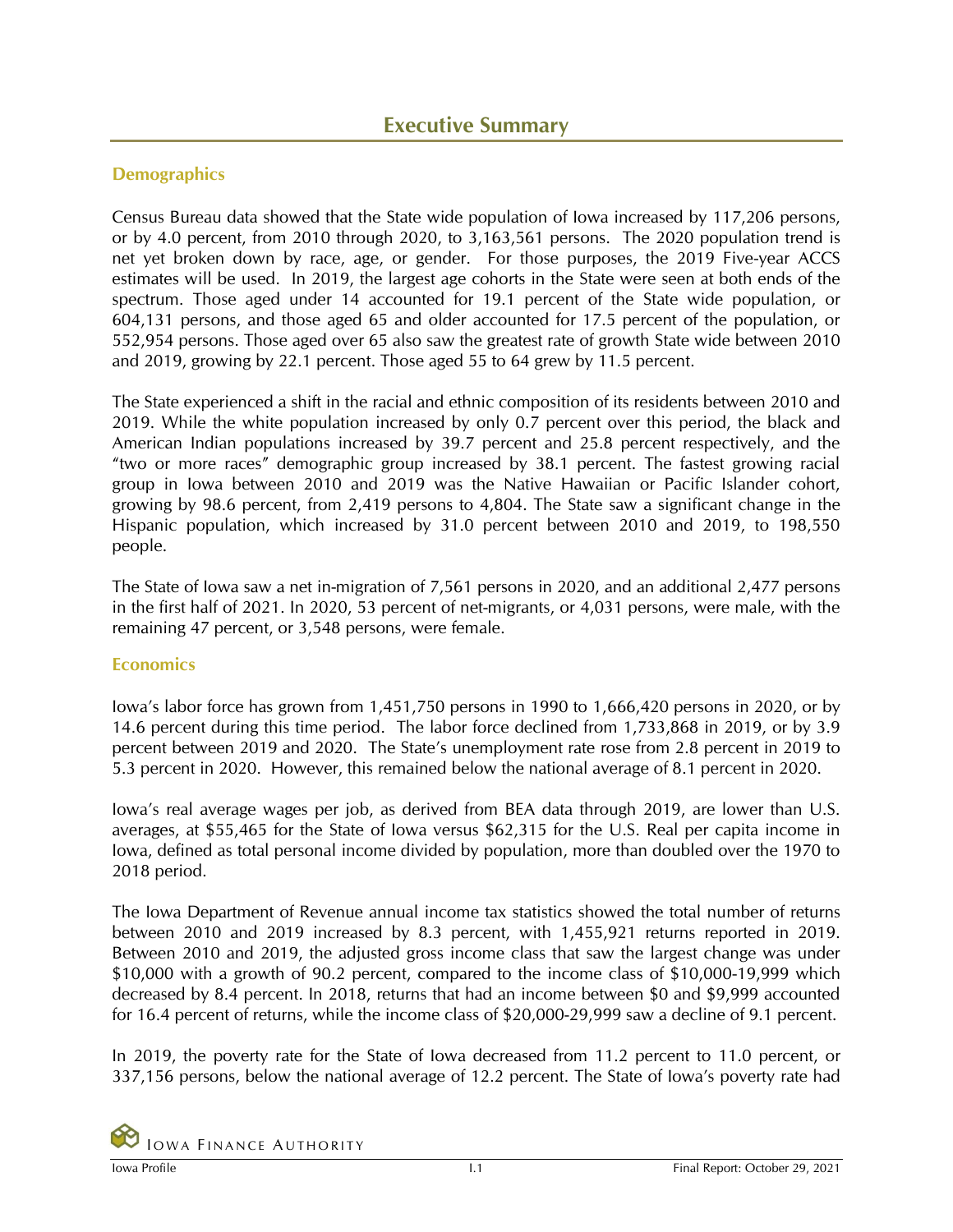# Executive Summary

## Demographics

Census Bureau data showed that the State wide population of Iowa increased by 117,206 persons, or by 4.0 percent, from 2010 through 2020, to 3,163,561 persons. The 2020 population trend is net yet broken down by race, age, or gender. For those purposes, the 2019 Five-year ACCS estimates will be used. In 2019, the largest age cohorts in the State were seen at both ends of the spectrum. Those aged under 14 accounted for 19.1 percent of the State wide population, or 604,131 persons, and those aged 65 and older accounted for 17.5 percent of the population, or 552,954 persons. Those aged over 65 also saw the greatest rate of growth State wide between 2010 and 2019, growing by 22.1 percent. Those aged 55 to 64 grew by 11.5 percent.

The State experienced a shift in the racial and ethnic composition of its residents between 2010 and 2019. While the white population increased by only 0.7 percent over this period, the black and American Indian populations increased by 39.7 percent and 25.8 percent respectively, and the "two or more races" demographic group increased by 38.1 percent. The fastest growing racial group in Iowa between 2010 and 2019 was the Native Hawaiian or Pacific Islander cohort, growing by 98.6 percent, from 2,419 persons to 4,804. The State saw a significant change in the Hispanic population, which increased by 31.0 percent between 2010 and 2019, to 198,550 people.

The State of Iowa saw a net in-migration of 7,561 persons in 2020, and an additional 2,477 persons in the first half of 2021. In 2020, 53 percent of net-migrants, or 4,031 persons, were male, with the remaining 47 percent, or 3,548 persons, were female.

## Economics

Iowa's labor force has grown from 1,451,750 persons in 1990 to 1,666,420 persons in 2020, or by 14.6 percent during this time period. The labor force declined from 1,733,868 in 2019, or by 3.9 percent between 2019 and 2020. The State's unemployment rate rose from 2.8 percent in 2019 to 5.3 percent in 2020. However, this remained below the national average of 8.1 percent in 2020.

Iowa's real average wages per job, as derived from BEA data through 2019, are lower than U.S. averages, at $55,465 for the State of Iowa versus $62,315 for the U.S. Real per capita income in Iowa, defined as total personal income divided by population, more than doubled over the 1970 to 2018 period.

The Iowa Department of Revenue annual income tax statistics showed the total number of returns between 2010 and 2019 increased by 8.3 percent, with 1,455,921 returns reported in 2019. Between 2010 and 2019, the adjusted gross income class that saw the largest change was under $10,000 with a growth of 90.2 percent, compared to the income class of $10,000-19,999 which decreased by 8.4 percent. In 2018, returns that had an income between $0 and $9,999 accounted for 16.4 percent of returns, while the income class of $20,000-29,999 saw a decline of 9.1 percent.

In 2019, the poverty rate for the State of Iowa decreased from 11.2 percent to 11.0 percent, or 337,156 persons, below the national average of 12.2 percent. The State of Iowa's poverty rate had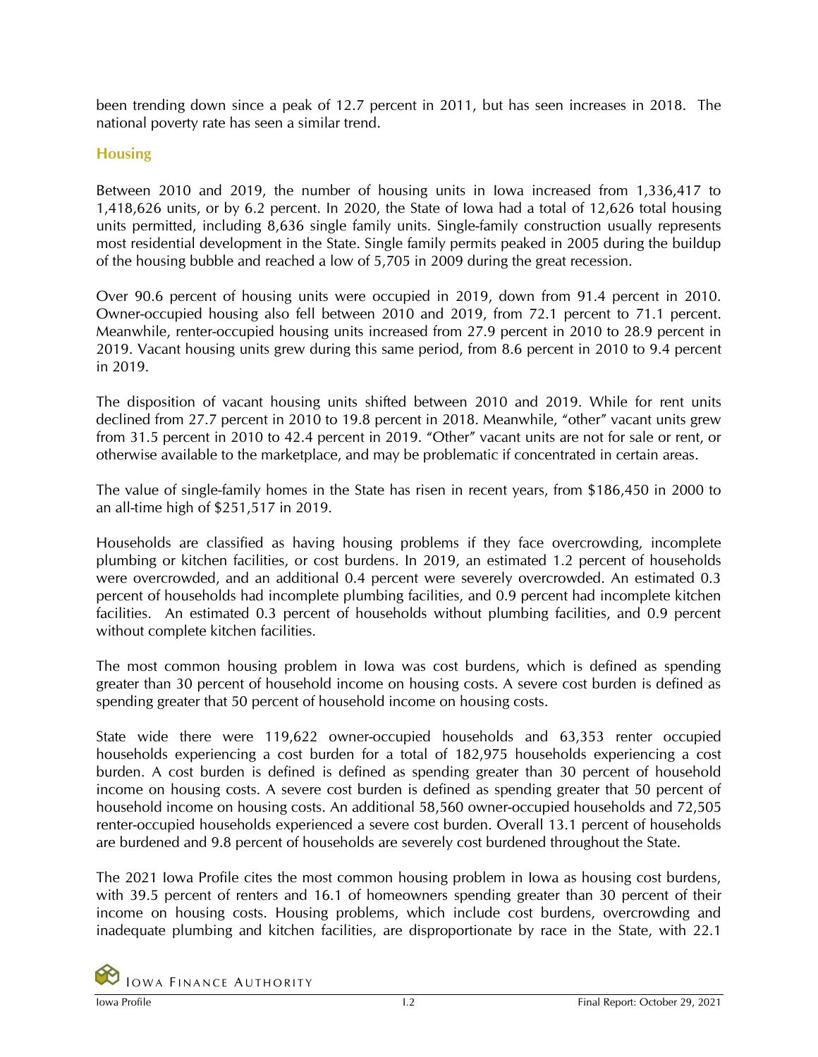been trending down since a peak of 12.7 percent in 2011, but has seen increases in 2018. The national poverty rate has seen a similar trend.

## Housing

Between 2010 and 2019, the number of housing units in Iowa increased from 1,336,417 to 1,418,626 units, or by 6.2 percent. In 2020, the State of Iowa had a total of 12,626 total housing units permitted, including 8,636 single family units. Single-family construction usually represents most residential development in the State. Single family permits peaked in 2005 during the buildup of the housing bubble and reached a low of 5,705 in 2009 during the great recession.

Over 90.6 percent of housing units were occupied in 2019, down from 91.4 percent in 2010. Owner-occupied housing also fell between 2010 and 2019, from 72.1 percent to 71.1 percent. Meanwhile, renter-occupied housing units increased from 27.9 percent in 2010 to 28.9 percent in 2019. Vacant housing units grew during this same period, from 8.6 percent in 2010 to 9.4 percent in 2019.

The disposition of vacant housing units shifted between 2010 and 2019. While for rent units declined from 27.7 percent in 2010 to 19.8 percent in 2018. Meanwhile, "other" vacant units grew from 31.5 percent in 2010 to 42.4 percent in 2019. "Other" vacant units are not for sale or rent, or otherwise available to the marketplace, and may be problematic if concentrated in certain areas.

The value of single-family homes in the State has risen in recent years, from $186,450 in 2000 to an all-time high of $251,517 in 2019.

Households are classified as having housing problems if they face overcrowding, incomplete plumbing or kitchen facilities, or cost burdens. In 2019, an estimated 1.2 percent of households were overcrowded, and an additional 0.4 percent were severely overcrowded. An estimated 0.3 percent of households had incomplete plumbing facilities, and 0.9 percent had incomplete kitchen facilities. An estimated 0.3 percent of households without plumbing facilities, and 0.9 percent without complete kitchen facilities.

The most common housing problem in Iowa was cost burdens, which is defined as spending greater than 30 percent of household income on housing costs. A severe cost burden is defined as spending greater that 50 percent of household income on housing costs.

State wide there were 119,622 owner-occupied households and 63,353 renter occupied households experiencing a cost burden for a total of 182,975 households experiencing a cost burden. A cost burden is defined is defined as spending greater than 30 percent of household income on housing costs. A severe cost burden is defined as spending greater that 50 percent of household income on housing costs. An additional 58,560 owner-occupied households and 72,505 renter-occupied households experienced a severe cost burden. Overall 13.1 percent of households are burdened and 9.8 percent of households are severely cost burdened throughout the State.

The 2021 Iowa Profile cites the most common housing problem in Iowa as housing cost burdens, with 39.5 percent of renters and 16.1 of homeowners spending greater than 30 percent of their income on housing costs. Housing problems, which include cost burdens, overcrowding and inadequate plumbing and kitchen facilities, are disproportionate by race in the State, with 22.1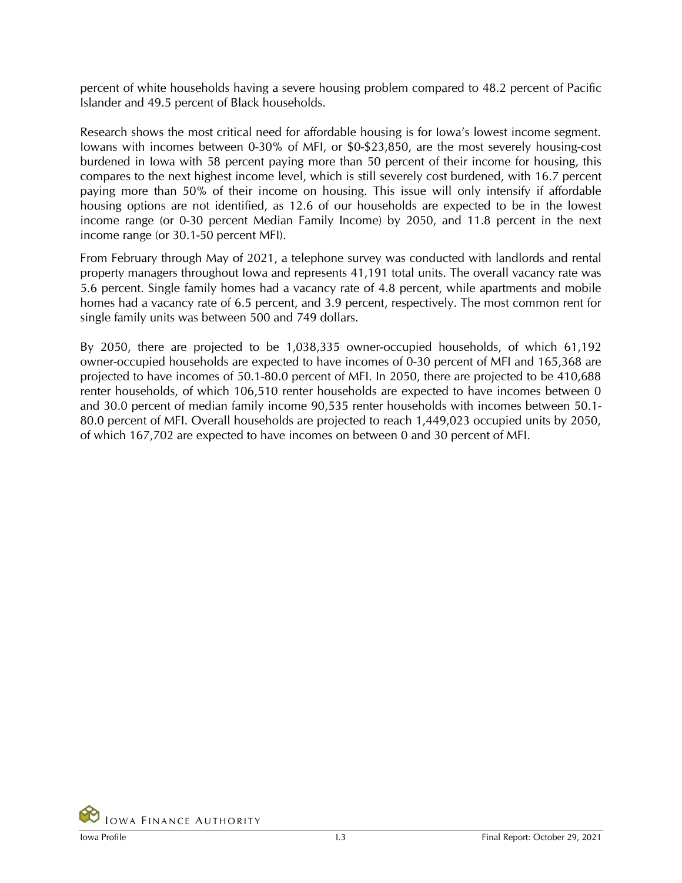percent of white households having a severe housing problem compared to 48.2 percent of Pacific Islander and 49.5 percent of Black households.

Research shows the most critical need for affordable housing is for Iowa's lowest income segment. Iowans with incomes between 0-30% of MFI, or $0-$23,850, are the most severely housing-cost burdened in Iowa with 58 percent paying more than 50 percent of their income for housing, this compares to the next highest income level, which is still severely cost burdened, with 16.7 percent paying more than 50% of their income on housing. This issue will only intensify if affordable housing options are not identified, as 12.6 of our households are expected to be in the lowest income range (or 0-30 percent Median Family Income) by 2050, and 11.8 percent in the next income range (or 30.1-50 percent MFI).

From February through May of 2021, a telephone survey was conducted with landlords and rental property managers throughout Iowa and represents 41,191 total units. The overall vacancy rate was 5.6 percent. Single family homes had a vacancy rate of 4.8 percent, while apartments and mobile homes had a vacancy rate of 6.5 percent, and 3.9 percent, respectively. The most common rent for single family units was between 500 and 749 dollars.

By 2050, there are projected to be 1,038,335 owner-occupied households, of which 61,192 owner-occupied households are expected to have incomes of 0-30 percent of MFI and 165,368 are projected to have incomes of 50.1-80.0 percent of MFI. In 2050, there are projected to be 410,688 renter households, of which 106,510 renter households are expected to have incomes between 0 and 30.0 percent of median family income 90,535 renter households with incomes between 50.1-80.0 percent of MFI. Overall households are projected to reach 1,449,023 occupied units by 2050, of which 167,702 are expected to have incomes on between 0 and 30 percent of MFI.